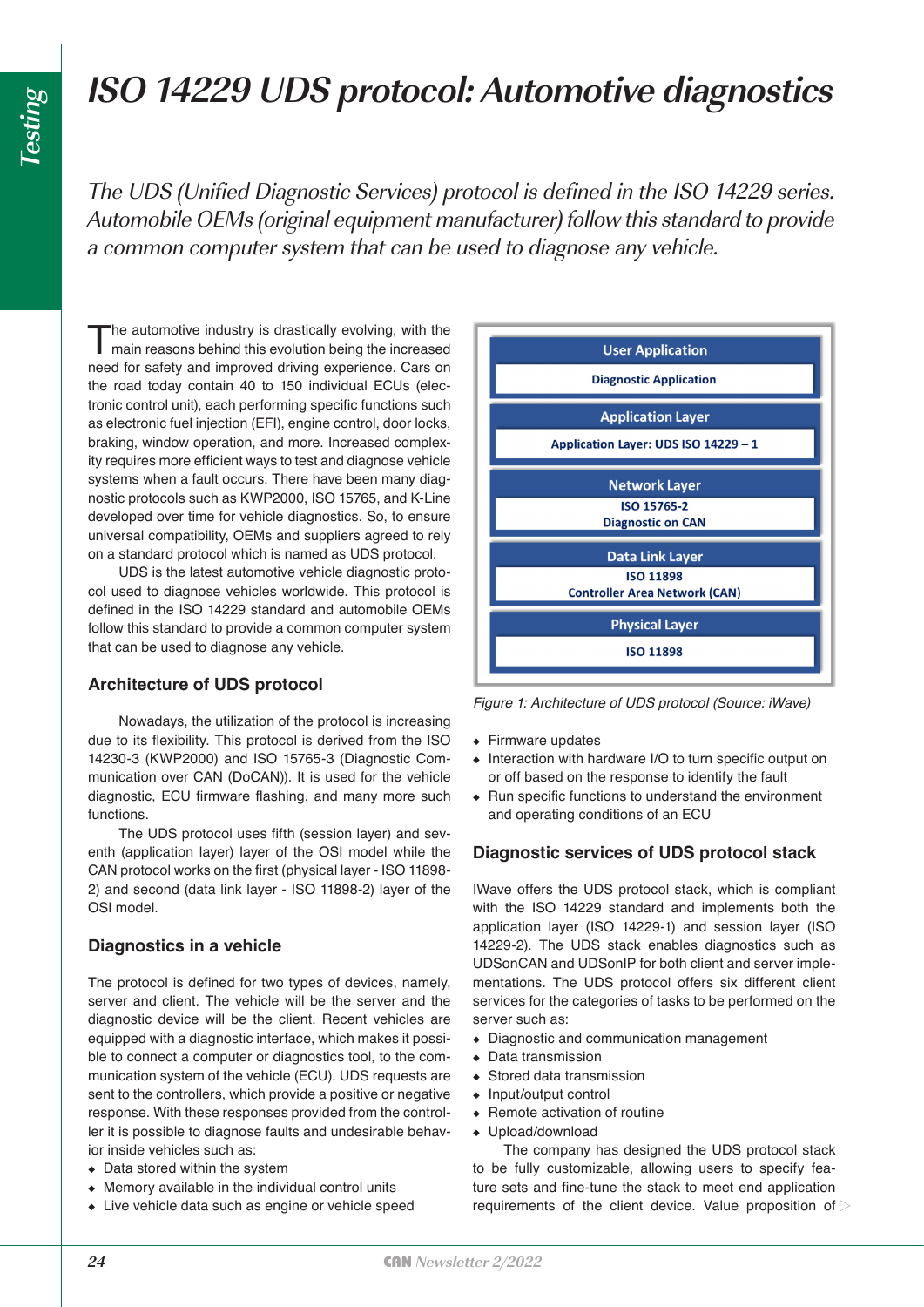# ISO 14229 UDS protocol: Automotive diagnostics

*The UDS (Unified Diagnostic Services) protocol is defined in the ISO 14229 series. Automobile OEMs (original equipment manufacturer) follow this standard to provide a common computer system that can be used to diagnose any vehicle.*

The automotive industry is drastically evolving, with the main reasons behind this evolution being the increased need for safety and improved driving experience. Cars on the road today contain 40 to 150 individual ECUs (electronic control unit), each performing specific functions such as electronic fuel injection (EFI), engine control, door locks, braking, window operation, and more. Increased complexity requires more efficient ways to test and diagnose vehicle systems when a fault occurs. There have been many diagnostic protocols such as KWP2000, ISO 15765, and K-Line developed over time for vehicle diagnostics. So, to ensure universal compatibility, OEMs and suppliers agreed to rely on a standard protocol which is named as UDS protocol.

UDS is the latest automotive vehicle diagnostic protocol used to diagnose vehicles worldwide. This protocol is defined in the ISO 14229 standard and automobile OEMs follow this standard to provide a common computer system that can be used to diagnose any vehicle.

## Architecture of UDS protocol

Nowadays, the utilization of the protocol is increasing due to its flexibility. This protocol is derived from the ISO 14230-3 (KWP2000) and ISO 15765-3 (Diagnostic Communication over CAN (DoCAN)). It is used for the vehicle diagnostic, ECU firmware flashing, and many more such functions.

The UDS protocol uses fifth (session layer) and seventh (application layer) layer of the OSI model while the CAN protocol works on the first (physical layer - ISO 11898-2) and second (data link layer - ISO 11898-2) layer of the OSI model.

## Diagnostics in a vehicle

The protocol is defined for two types of devices, namely, server and client. The vehicle will be the server and the diagnostic device will be the client. Recent vehicles are equipped with a diagnostic interface, which makes it possible to connect a computer or diagnostics tool, to the communication system of the vehicle (ECU). UDS requests are sent to the controllers, which provide a positive or negative response. With these responses provided from the controller it is possible to diagnose faults and undesirable behavior inside vehicles such as:

- Data stored within the system
- Memory available in the individual control units
- Live vehicle data such as engine or vehicle speed

| Layer | Implementation |
| --- | --- |
| User Application | Diagnostic Application |
| Application Layer | Application Layer: UDS ISO 14229 – 1 |
| Network Layer | ISO 15765-2 Diagnostic on CAN |
| Data Link Layer | ISO 11898 Controller Area Network (CAN) |
| Physical Layer | ISO 11898 |

*Figure 1: Architecture of UDS protocol (Source: iWave)*

- Firmware updates
- Interaction with hardware I/O to turn specific output on or off based on the response to identify the fault
- Run specific functions to understand the environment and operating conditions of an ECU

## Diagnostic services of UDS protocol stack

IWave offers the UDS protocol stack, which is compliant with the ISO 14229 standard and implements both the application layer (ISO 14229-1) and session layer (ISO 14229-2). The UDS stack enables diagnostics such as UDSonCAN and UDSonIP for both client and server implementations. The UDS protocol offers six different client services for the categories of tasks to be performed on the server such as:

- Diagnostic and communication management
- Data transmission
- Stored data transmission
- Input/output control
- Remote activation of routine
- Upload/download

The company has designed the UDS protocol stack to be fully customizable, allowing users to specify feature sets and fine-tune the stack to meet end application requirements of the client device. Value proposition of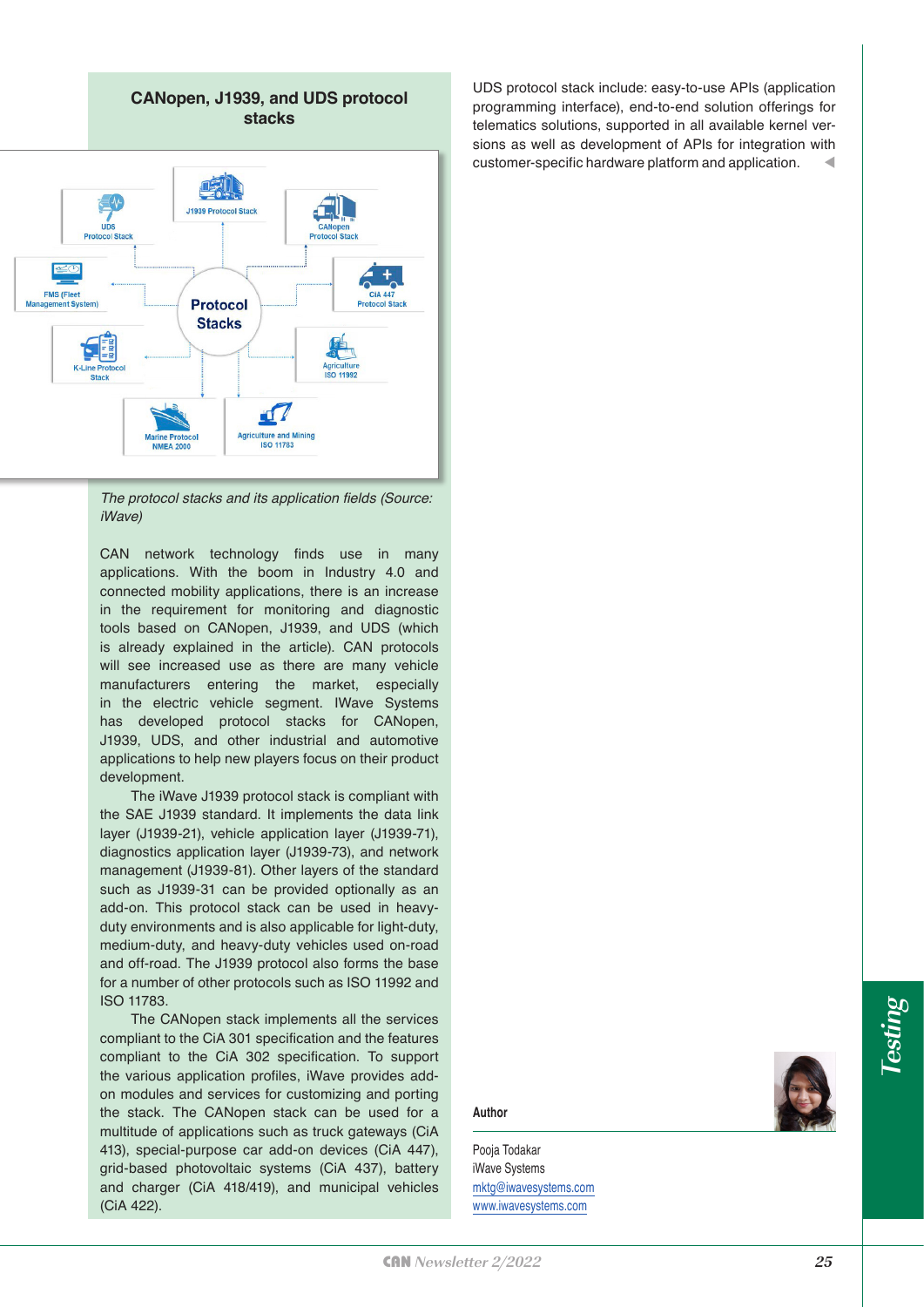## CANopen, J1939, and UDS protocol stacks

UDS
Protocol Stack

J1939 Protocol Stack

CANopen
Protocol Stack

FMS (Fleet
Management System)

Protocol
Stacks

CiA 447
Protocol Stack

K-Line Protocol
Stack

Agriculture
ISO 11992

Marine Protocol
NMEA 2000

Agriculture and Mining
ISO 11783

*The protocol stacks and its application fields (Source: iWave)*

CAN network technology finds use in many applications. With the boom in Industry 4.0 and connected mobility applications, there is an increase in the requirement for monitoring and diagnostic tools based on CANopen, J1939, and UDS (which is already explained in the article). CAN protocols will see increased use as there are many vehicle manufacturers entering the market, especially in the electric vehicle segment. IWave Systems has developed protocol stacks for CANopen, J1939, UDS, and other industrial and automotive applications to help new players focus on their product development.

The iWave J1939 protocol stack is compliant with the SAE J1939 standard. It implements the data link layer (J1939-21), vehicle application layer (J1939-71), diagnostics application layer (J1939-73), and network management (J1939-81). Other layers of the standard such as J1939-31 can be provided optionally as an add-on. This protocol stack can be used in heavy-duty environments and is also applicable for light-duty, medium-duty, and heavy-duty vehicles used on-road and off-road. The J1939 protocol also forms the base for a number of other protocols such as ISO 11992 and ISO 11783.

The CANopen stack implements all the services compliant to the CiA 301 specification and the features compliant to the CiA 302 specification. To support the various application profiles, iWave provides add-on modules and services for customizing and porting the stack. The CANopen stack can be used for a multitude of applications such as truck gateways (CiA 413), special-purpose car add-on devices (CiA 447), grid-based photovoltaic systems (CiA 437), battery and charger (CiA 418/419), and municipal vehicles (CiA 422).

UDS protocol stack include: easy-to-use APIs (application programming interface), end-to-end solution offerings for telematics solutions, supported in all available kernel versions as well as development of APIs for integration with customer-specific hardware platform and application. ◀

**Author**

Pooja Todakar
iWave Systems
mktg@iwavesystems.com
www.iwavesystems.com